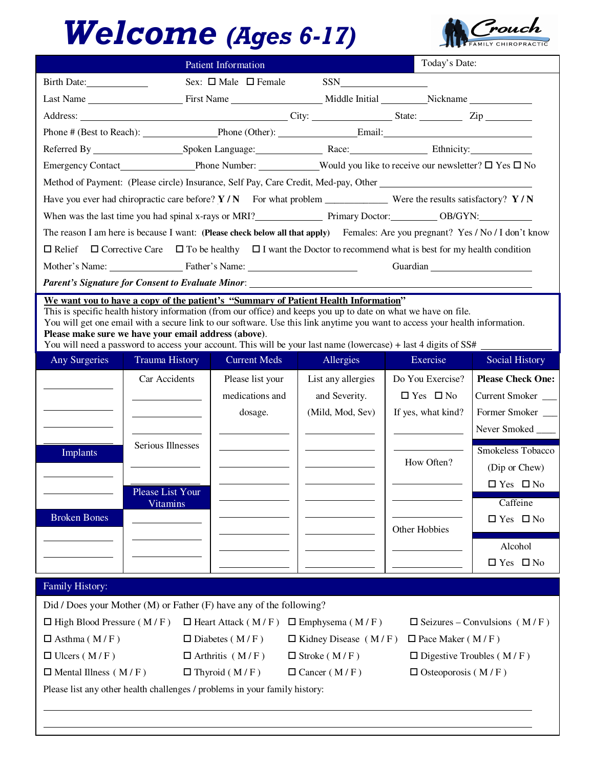# Welcome (Ages 6-17)

Crouch FAMILY CHIROPRACTIC

## Patient Information

Today's Date:

Birth Date:____________ Sex: ☐ Male ☐ Female SSN________________

Last Name __________________ First Name __________________ Middle Initial ________Nickname ____________

Address: ________________________________________ City: _______________ State: ________ Zip _________

Phone # (Best to Reach): ______________Phone (Other): ______________Email:______________________________

Referred By __________________Spoken Language:_____________ Race:_______________ Ethnicity:____________

Emergency Contact_______________Phone Number: ____________Would you like to receive our newsletter? ☐ Yes ☐ No

Method of Payment: (Please circle) Insurance, Self Pay, Care Credit, Med-pay, Other ____________________________

Have you ever had chiropractic care before? **Y / N** For what problem ____________ Were the results satisfactory? **Y / N**

When was the last time you had spinal x-rays or MRI?_____________ Primary Doctor:_________ OB/GYN:__________

The reason I am here is because I want: **(Please check below all that apply)** Females: Are you pregnant? Yes / No / I don't know

☐ Relief ☐ Corrective Care ☐ To be healthy ☐ I want the Doctor to recommend what is best for my health condition

Mother's Name: ______________ Father's Name: ____________________ Guardian ____________________

***Parent's Signature for Consent to Evaluate Minor***: ________________________________________________________

**We want you to have a copy of the patient's "Summary of Patient Health Information"**
This is specific health history information (from our office) and keeps you up to date on what we have on file.
You will get one email with a secure link to our software. Use this link anytime you want to access your health information.
**Please make sure we have your email address (above)**.
You will need a password to access your account. This will be your last name (lowercase) + last 4 digits of SS# ______________

| Any Surgeries | Trauma History | Current Meds | Allergies | Exercise | Social History |
|---|---|---|---|---|---|
| ____________ | Car Accidents | Please list your medications and dosage. | List any allergies and Severity. (Mild, Mod, Sev) | Do You Exercise? ☐ Yes ☐ No | **Please Check One:** |
| ____________ | ____________ | ____________ | ____________ | If yes, what kind? | Current Smoker ___ |
| ____________ | ____________ | ____________ | ____________ | ____________ | Former Smoker ___ |
| ____________ | ____________ | ____________ | ____________ | ____________ | Never Smoked ____ |
| **Implants** | Serious Illnesses | ____________ | ____________ | How Often? | Smokeless Tobacco (Dip or Chew) ☐ Yes ☐ No |
| ____________ | ____________ | ____________ | ____________ | ____________ | Caffeine ☐ Yes ☐ No |
| ____________ | **Please List Your Vitamins** | ____________ | ____________ | ____________ | |
| **Broken Bones** | ____________ | ____________ | ____________ | Other Hobbies | Alcohol ☐ Yes ☐ No |
| ____________ | ____________ | ____________ | ____________ | ____________ | |
| ____________ | ____________ | ____________ | ____________ | ____________ | |

## Family History:

Did / Does your Mother (M) or Father (F) have any of the following?

☐ High Blood Pressure ( M / F ) ☐ Heart Attack ( M / F ) ☐ Emphysema ( M / F ) ☐ Seizures – Convulsions ( M / F )

☐ Asthma ( M / F ) ☐ Diabetes ( M / F ) ☐ Kidney Disease ( M / F ) ☐ Pace Maker ( M / F )

☐ Ulcers ( M / F ) ☐ Arthritis ( M / F ) ☐ Stroke ( M / F ) ☐ Digestive Troubles ( M / F )

☐ Mental Illness ( M / F ) ☐ Thyroid ( M / F ) ☐ Cancer ( M / F ) ☐ Osteoporosis ( M / F )

Please list any other health challenges / problems in your family history:

______________________________________________________________________________

______________________________________________________________________________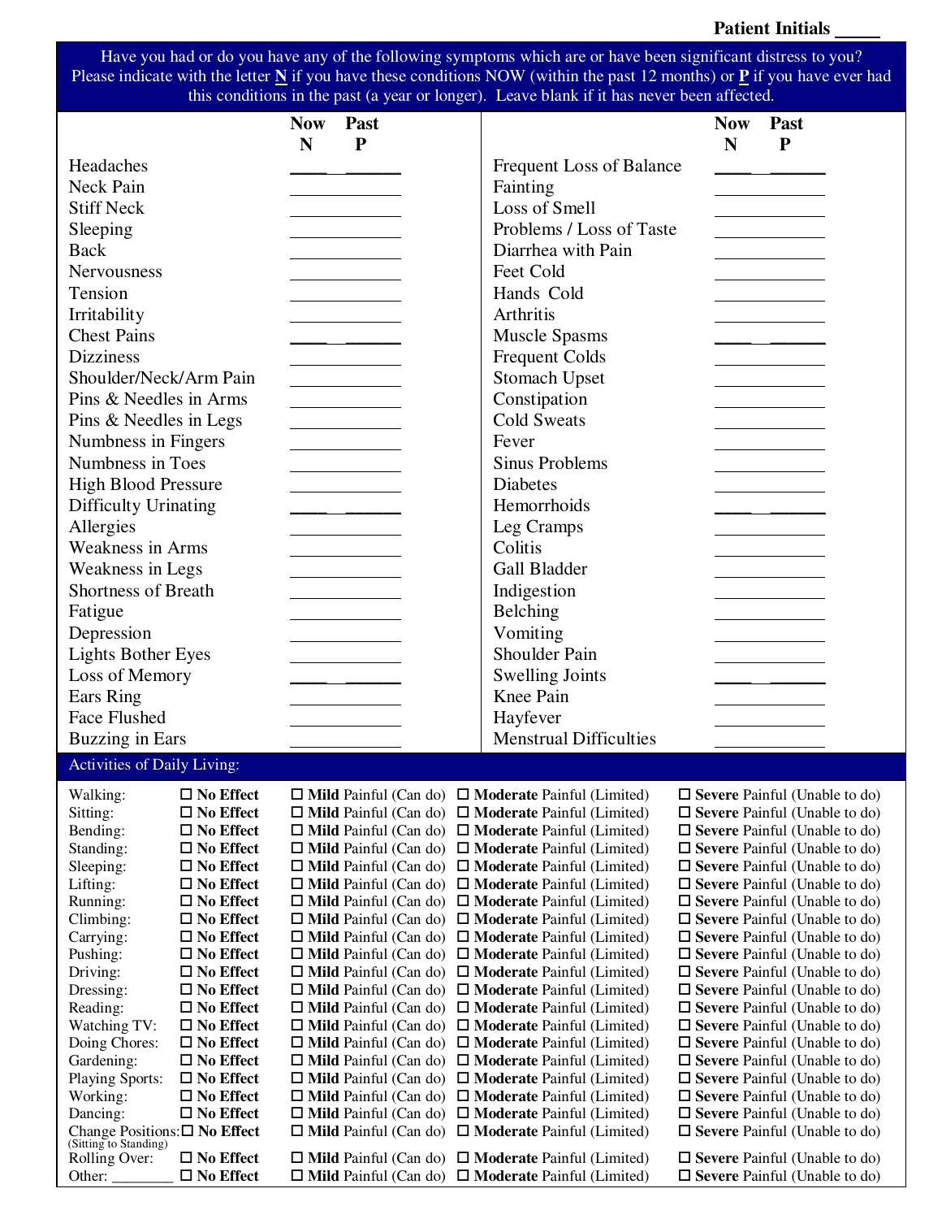**Patient Initials _____**

Have you had or do you have any of the following symptoms which are or have been significant distress to you? Please indicate with the letter **N** if you have these conditions NOW (within the past 12 months) or **P** if you have ever had this conditions in the past (a year or longer). Leave blank if it has never been affected.

| | Now N | Past P | | Now N | Past P |
|---|---|---|---|---|---|
| Headaches | | | Frequent Loss of Balance | | |
| Neck Pain | | | Fainting | | |
| Stiff Neck | | | Loss of Smell | | |
| Sleeping | | | Problems / Loss of Taste | | |
| Back | | | Diarrhea with Pain | | |
| Nervousness | | | Feet Cold | | |
| Tension | | | Hands Cold | | |
| Irritability | | | Arthritis | | |
| Chest Pains | | | Muscle Spasms | | |
| Dizziness | | | Frequent Colds | | |
| Shoulder/Neck/Arm Pain | | | Stomach Upset | | |
| Pins & Needles in Arms | | | Constipation | | |
| Pins & Needles in Legs | | | Cold Sweats | | |
| Numbness in Fingers | | | Fever | | |
| Numbness in Toes | | | Sinus Problems | | |
| High Blood Pressure | | | Diabetes | | |
| Difficulty Urinating | | | Hemorrhoids | | |
| Allergies | | | Leg Cramps | | |
| Weakness in Arms | | | Colitis | | |
| Weakness in Legs | | | Gall Bladder | | |
| Shortness of Breath | | | Indigestion | | |
| Fatigue | | | Belching | | |
| Depression | | | Vomiting | | |
| Lights Bother Eyes | | | Shoulder Pain | | |
| Loss of Memory | | | Swelling Joints | | |
| Ears Ring | | | Knee Pain | | |
| Face Flushed | | | Hayfever | | |
| Buzzing in Ears | | | Menstrual Difficulties | | |

**Activities of Daily Living:**

| Activity | | | | |
|---|---|---|---|---|
| Walking: | ☐ **No Effect** | ☐ **Mild** Painful (Can do) | ☐ **Moderate** Painful (Limited) | ☐ **Severe** Painful (Unable to do) |
| Sitting: | ☐ **No Effect** | ☐ **Mild** Painful (Can do) | ☐ **Moderate** Painful (Limited) | ☐ **Severe** Painful (Unable to do) |
| Bending: | ☐ **No Effect** | ☐ **Mild** Painful (Can do) | ☐ **Moderate** Painful (Limited) | ☐ **Severe** Painful (Unable to do) |
| Standing: | ☐ **No Effect** | ☐ **Mild** Painful (Can do) | ☐ **Moderate** Painful (Limited) | ☐ **Severe** Painful (Unable to do) |
| Sleeping: | ☐ **No Effect** | ☐ **Mild** Painful (Can do) | ☐ **Moderate** Painful (Limited) | ☐ **Severe** Painful (Unable to do) |
| Lifting: | ☐ **No Effect** | ☐ **Mild** Painful (Can do) | ☐ **Moderate** Painful (Limited) | ☐ **Severe** Painful (Unable to do) |
| Running: | ☐ **No Effect** | ☐ **Mild** Painful (Can do) | ☐ **Moderate** Painful (Limited) | ☐ **Severe** Painful (Unable to do) |
| Climbing: | ☐ **No Effect** | ☐ **Mild** Painful (Can do) | ☐ **Moderate** Painful (Limited) | ☐ **Severe** Painful (Unable to do) |
| Carrying: | ☐ **No Effect** | ☐ **Mild** Painful (Can do) | ☐ **Moderate** Painful (Limited) | ☐ **Severe** Painful (Unable to do) |
| Pushing: | ☐ **No Effect** | ☐ **Mild** Painful (Can do) | ☐ **Moderate** Painful (Limited) | ☐ **Severe** Painful (Unable to do) |
| Driving: | ☐ **No Effect** | ☐ **Mild** Painful (Can do) | ☐ **Moderate** Painful (Limited) | ☐ **Severe** Painful (Unable to do) |
| Dressing: | ☐ **No Effect** | ☐ **Mild** Painful (Can do) | ☐ **Moderate** Painful (Limited) | ☐ **Severe** Painful (Unable to do) |
| Reading: | ☐ **No Effect** | ☐ **Mild** Painful (Can do) | ☐ **Moderate** Painful (Limited) | ☐ **Severe** Painful (Unable to do) |
| Watching TV: | ☐ **No Effect** | ☐ **Mild** Painful (Can do) | ☐ **Moderate** Painful (Limited) | ☐ **Severe** Painful (Unable to do) |
| Doing Chores: | ☐ **No Effect** | ☐ **Mild** Painful (Can do) | ☐ **Moderate** Painful (Limited) | ☐ **Severe** Painful (Unable to do) |
| Gardening: | ☐ **No Effect** | ☐ **Mild** Painful (Can do) | ☐ **Moderate** Painful (Limited) | ☐ **Severe** Painful (Unable to do) |
| Playing Sports: | ☐ **No Effect** | ☐ **Mild** Painful (Can do) | ☐ **Moderate** Painful (Limited) | ☐ **Severe** Painful (Unable to do) |
| Working: | ☐ **No Effect** | ☐ **Mild** Painful (Can do) | ☐ **Moderate** Painful (Limited) | ☐ **Severe** Painful (Unable to do) |
| Dancing: | ☐ **No Effect** | ☐ **Mild** Painful (Can do) | ☐ **Moderate** Painful (Limited) | ☐ **Severe** Painful (Unable to do) |
| Change Positions: (Sitting to Standing) | ☐ **No Effect** | ☐ **Mild** Painful (Can do) | ☐ **Moderate** Painful (Limited) | ☐ **Severe** Painful (Unable to do) |
| Rolling Over: | ☐ **No Effect** | ☐ **Mild** Painful (Can do) | ☐ **Moderate** Painful (Limited) | ☐ **Severe** Painful (Unable to do) |
| Other: ________ | ☐ **No Effect** | ☐ **Mild** Painful (Can do) | ☐ **Moderate** Painful (Limited) | ☐ **Severe** Painful (Unable to do) |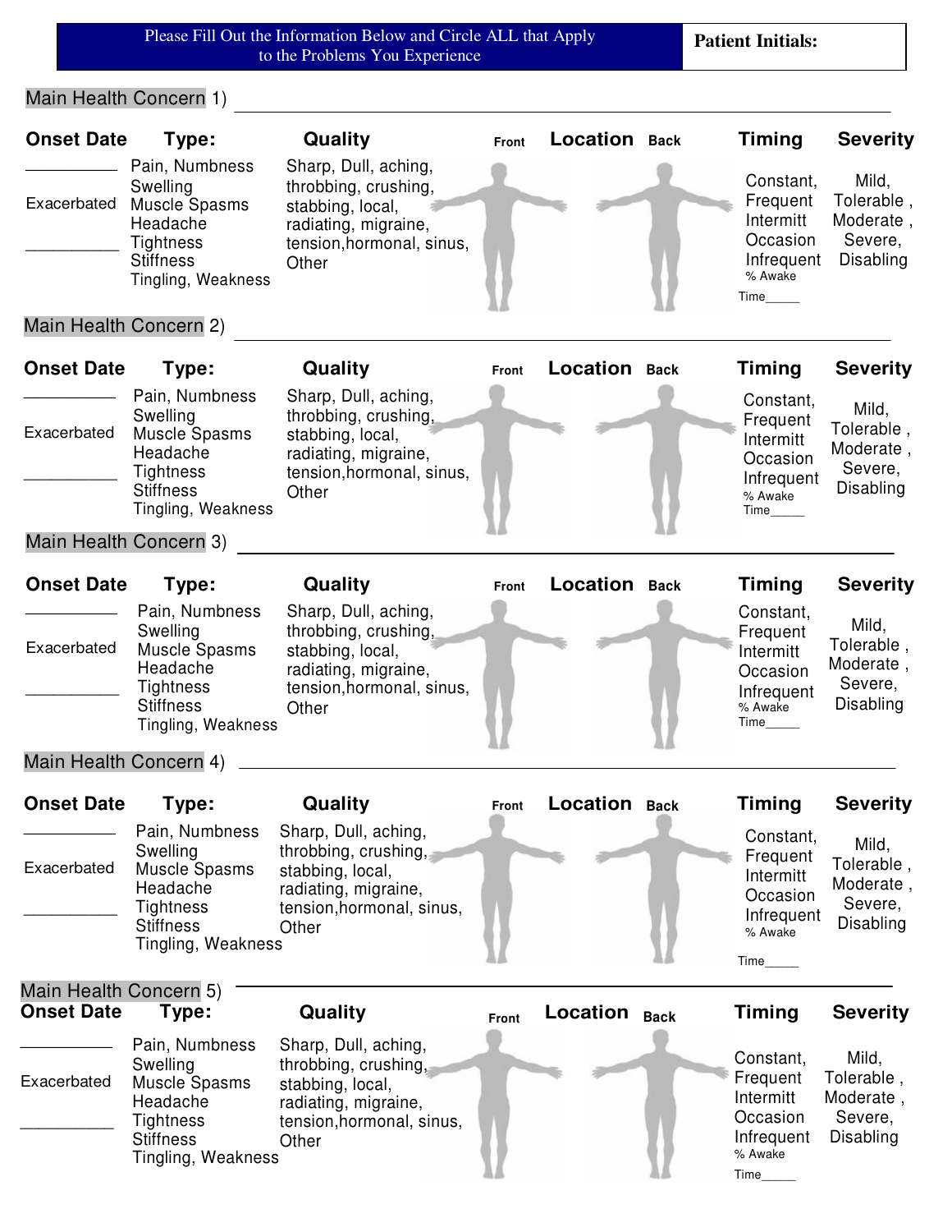Please Fill Out the Information Below and Circle ALL that Apply to the Problems You Experience

**Patient Initials:**

Main Health Concern 1) ______________________________________________

| Onset Date | Type: | Quality | Front | Location | Back | Timing | Severity |
|---|---|---|---|---|---|---|---|
| __________ Exacerbated __________ | Pain, Numbness Swelling Muscle Spasms Headache Tightness Stiffness Tingling, Weakness | Sharp, Dull, aching, throbbing, crushing, stabbing, local, radiating, migraine, tension, hormonal, sinus, Other | | | | Constant, Frequent Intermitt Occasion Infrequent % Awake Time_____ | Mild, Tolerable, Moderate, Severe, Disabling |

Main Health Concern 2) ______________________________________________

| Onset Date | Type: | Quality | Front | Location | Back | Timing | Severity |
|---|---|---|---|---|---|---|---|
| __________ Exacerbated __________ | Pain, Numbness Swelling Muscle Spasms Headache Tightness Stiffness Tingling, Weakness | Sharp, Dull, aching, throbbing, crushing, stabbing, local, radiating, migraine, tension, hormonal, sinus, Other | | | | Constant, Frequent Intermitt Occasion Infrequent % Awake Time_____ | Mild, Tolerable, Moderate, Severe, Disabling |

Main Health Concern 3) ______________________________________________

| Onset Date | Type: | Quality | Front | Location | Back | Timing | Severity |
|---|---|---|---|---|---|---|---|
| __________ Exacerbated __________ | Pain, Numbness Swelling Muscle Spasms Headache Tightness Stiffness Tingling, Weakness | Sharp, Dull, aching, throbbing, crushing, stabbing, local, radiating, migraine, tension, hormonal, sinus, Other | | | | Constant, Frequent Intermitt Occasion Infrequent % Awake Time_____ | Mild, Tolerable, Moderate, Severe, Disabling |

Main Health Concern 4) ______________________________________________

| Onset Date | Type: | Quality | Front | Location | Back | Timing | Severity |
|---|---|---|---|---|---|---|---|
| __________ Exacerbated __________ | Pain, Numbness Swelling Muscle Spasms Headache Tightness Stiffness Tingling, Weakness | Sharp, Dull, aching, throbbing, crushing, stabbing, local, radiating, migraine, tension, hormonal, sinus, Other | | | | Constant, Frequent Intermitt Occasion Infrequent % Awake Time_____ | Mild, Tolerable, Moderate, Severe, Disabling |

Main Health Concern 5) ______________________________________________

| Onset Date | Type: | Quality | Front | Location | Back | Timing | Severity |
|---|---|---|---|---|---|---|---|
| __________ Exacerbated __________ | Pain, Numbness Swelling Muscle Spasms Headache Tightness Stiffness Tingling, Weakness | Sharp, Dull, aching, throbbing, crushing, stabbing, local, radiating, migraine, tension, hormonal, sinus, Other | | | | Constant, Frequent Intermitt Occasion Infrequent % Awake Time_____ | Mild, Tolerable, Moderate, Severe, Disabling |